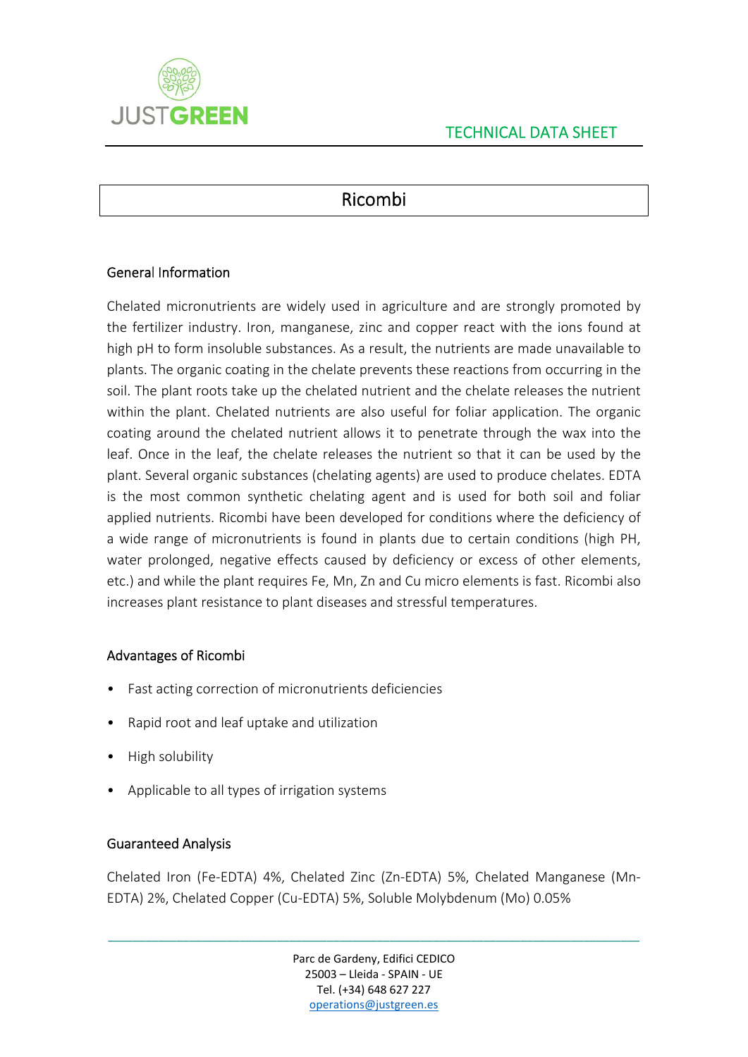JUSTGREEN

TECHNICAL DATA SHEET

# Ricombi

## General Information

Chelated micronutrients are widely used in agriculture and are strongly promoted by the fertilizer industry. Iron, manganese, zinc and copper react with the ions found at high pH to form insoluble substances. As a result, the nutrients are made unavailable to plants. The organic coating in the chelate prevents these reactions from occurring in the soil. The plant roots take up the chelated nutrient and the chelate releases the nutrient within the plant. Chelated nutrients are also useful for foliar application. The organic coating around the chelated nutrient allows it to penetrate through the wax into the leaf. Once in the leaf, the chelate releases the nutrient so that it can be used by the plant. Several organic substances (chelating agents) are used to produce chelates. EDTA is the most common synthetic chelating agent and is used for both soil and foliar applied nutrients. Ricombi have been developed for conditions where the deficiency of a wide range of micronutrients is found in plants due to certain conditions (high PH, water prolonged, negative effects caused by deficiency or excess of other elements, etc.) and while the plant requires Fe, Mn, Zn and Cu micro elements is fast. Ricombi also increases plant resistance to plant diseases and stressful temperatures.

## Advantages of Ricombi

- Fast acting correction of micronutrients deficiencies
- Rapid root and leaf uptake and utilization
- High solubility
- Applicable to all types of irrigation systems

## Guaranteed Analysis

Chelated Iron (Fe-EDTA) 4%, Chelated Zinc (Zn-EDTA) 5%, Chelated Manganese (Mn-EDTA) 2%, Chelated Copper (Cu-EDTA) 5%, Soluble Molybdenum (Mo) 0.05%

Parc de Gardeny, Edifici CEDICO
25003 – Lleida - SPAIN - UE
Tel. (+34) 648 627 227
operations@justgreen.es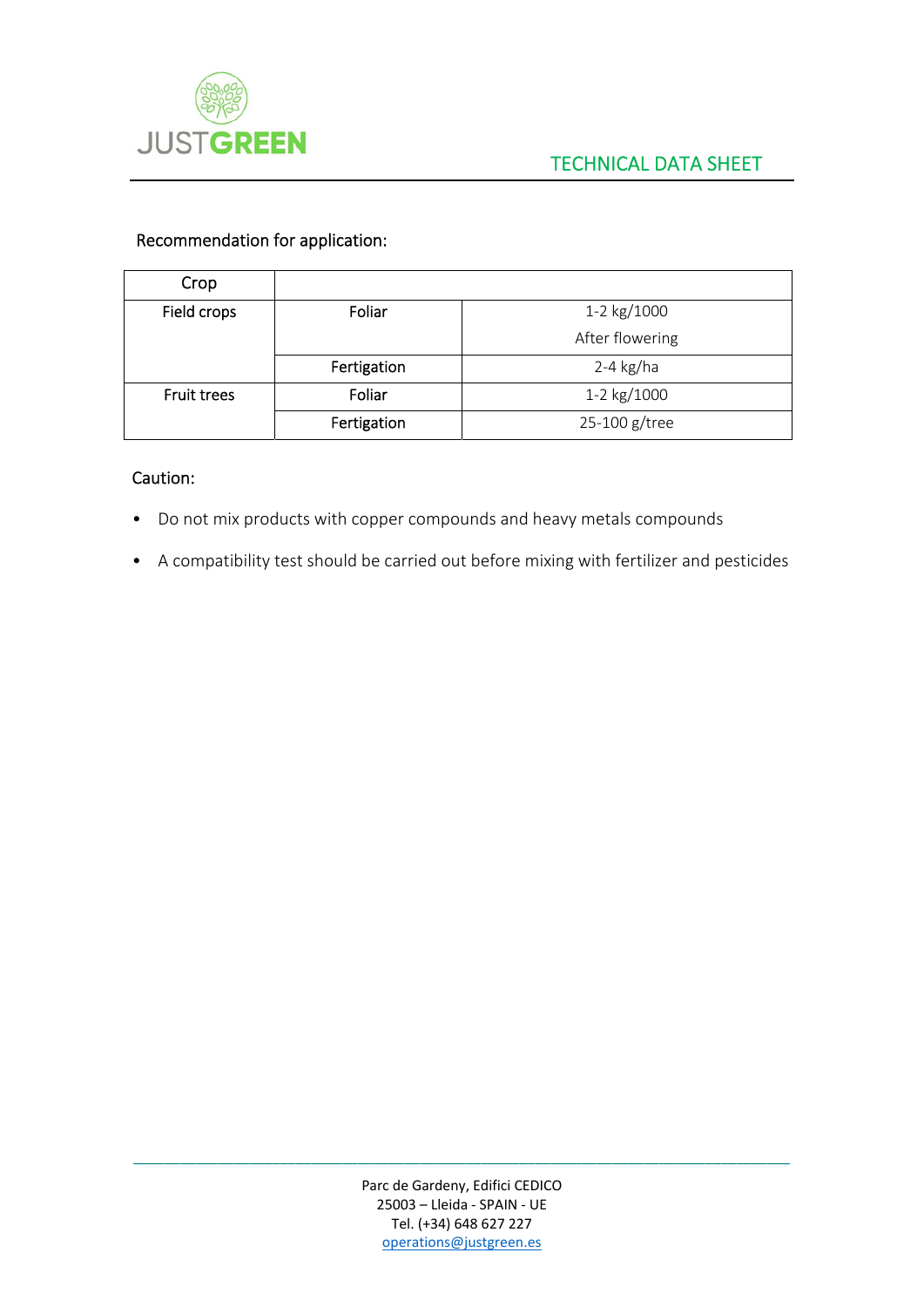Recommendation for application:

| Crop | | |
|---|---|---|
| Field crops | Foliar | 1-2 kg/1000<br>After flowering |
| | Fertigation | 2-4 kg/ha |
| Fruit trees | Foliar | 1-2 kg/1000 |
| | Fertigation | 25-100 g/tree |

Caution:

- Do not mix products with copper compounds and heavy metals compounds
- A compatibility test should be carried out before mixing with fertilizer and pesticides